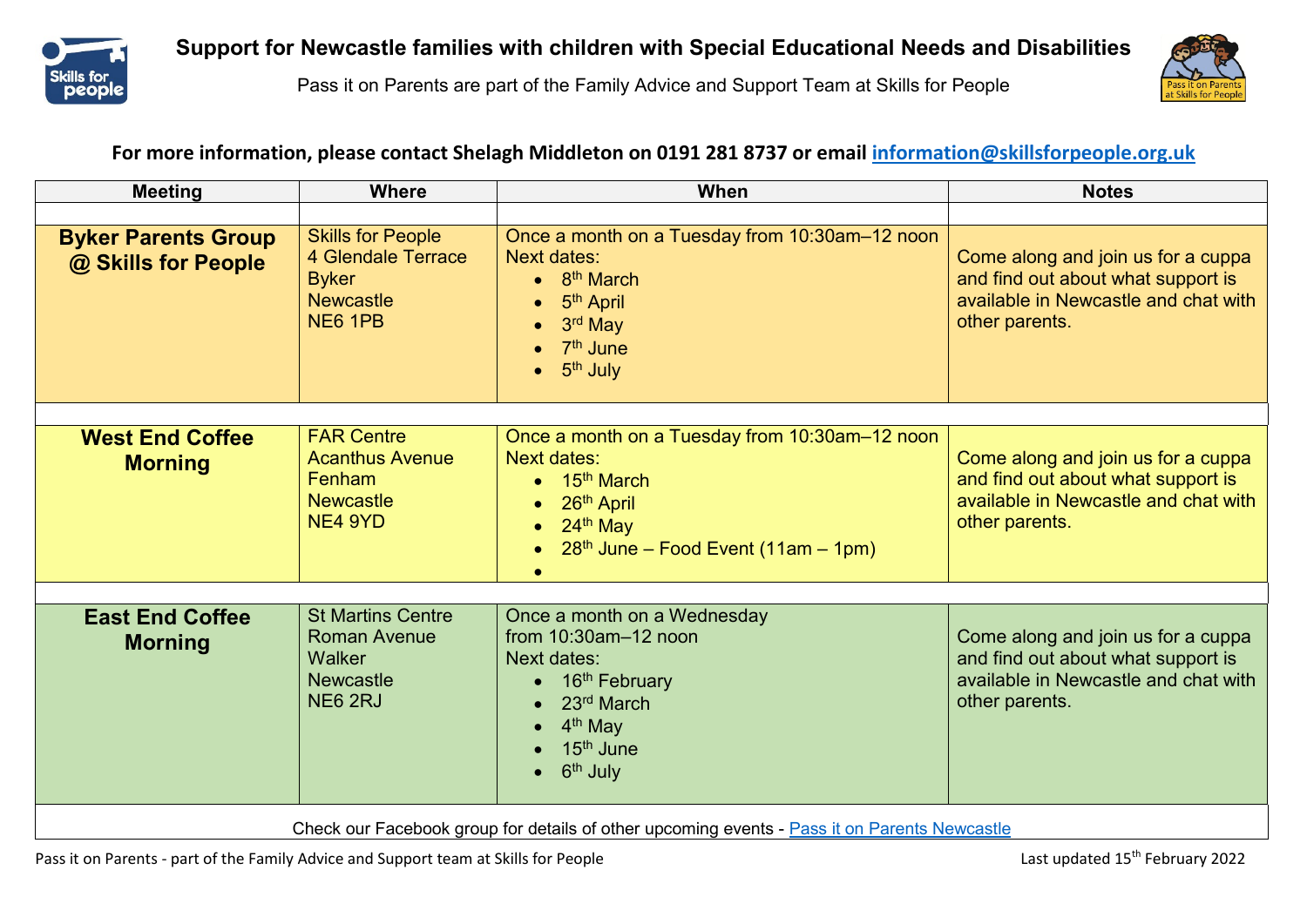# Support for Newcastle families with children with Special Educational Needs and Disabilities

Pass it on Parents are part of the Family Advice and Support Team at Skills for People

**For more information, please contact Shelagh Middleton on 0191 281 8737 or email information@skillsforpeople.org.uk**

| Meeting | Where | When | Notes |
|---|---|---|---|
| **Byker Parents Group @ Skills for People** | Skills for People<br>4 Glendale Terrace<br>Byker<br>Newcastle<br>NE6 1PB | Once a month on a Tuesday from 10:30am–12 noon<br>Next dates:<br>• 8th March<br>• 5th April<br>• 3rd May<br>• 7th June<br>• 5th July | Come along and join us for a cuppa and find out about what support is available in Newcastle and chat with other parents. |
| **West End Coffee Morning** | FAR Centre<br>Acanthus Avenue<br>Fenham<br>Newcastle<br>NE4 9YD | Once a month on a Tuesday from 10:30am–12 noon<br>Next dates:<br>• 15th March<br>• 26th April<br>• 24th May<br>• 28th June – Food Event (11am – 1pm) | Come along and join us for a cuppa and find out about what support is available in Newcastle and chat with other parents. |
| **East End Coffee Morning** | St Martins Centre<br>Roman Avenue<br>Walker<br>Newcastle<br>NE6 2RJ | Once a month on a Wednesday from 10:30am–12 noon<br>Next dates:<br>• 16th February<br>• 23rd March<br>• 4th May<br>• 15th June<br>• 6th July | Come along and join us for a cuppa and find out about what support is available in Newcastle and chat with other parents. |

Check our Facebook group for details of other upcoming events - Pass it on Parents Newcastle

Pass it on Parents - part of the Family Advice and Support team at Skills for People

Last updated 15th February 2022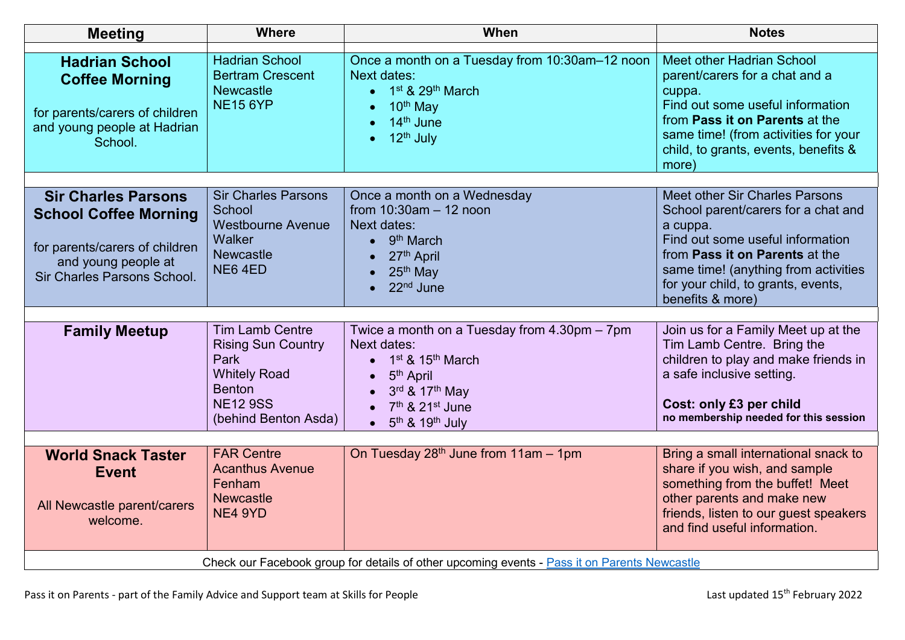| Meeting | Where | When | Notes |
|---|---|---|---|
| **Hadrian School Coffee Morning**<br><br>for parents/carers of children and young people at Hadrian School. | Hadrian School<br>Bertram Crescent<br>Newcastle<br>NE15 6YP | Once a month on a Tuesday from 10:30am–12 noon<br>Next dates:<br>• 1st & 29th March<br>• 10th May<br>• 14th June<br>• 12th July | Meet other Hadrian School parent/carers for a chat and a cuppa.<br>Find out some useful information from **Pass it on Parents** at the same time! (from activities for your child, to grants, events, benefits & more) |
| **Sir Charles Parsons School Coffee Morning**<br><br>for parents/carers of children and young people at Sir Charles Parsons School. | Sir Charles Parsons School<br>Westbourne Avenue<br>Walker<br>Newcastle<br>NE6 4ED | Once a month on a Wednesday from 10:30am – 12 noon<br>Next dates:<br>• 9th March<br>• 27th April<br>• 25th May<br>• 22nd June | Meet other Sir Charles Parsons School parent/carers for a chat and a cuppa.<br>Find out some useful information from **Pass it on Parents** at the same time! (anything from activities for your child, to grants, events, benefits & more) |
| **Family Meetup** | Tim Lamb Centre<br>Rising Sun Country Park<br>Whitely Road<br>Benton<br>NE12 9SS<br>(behind Benton Asda) | Twice a month on a Tuesday from 4.30pm – 7pm<br>Next dates:<br>• 1st & 15th March<br>• 5th April<br>• 3rd & 17th May<br>• 7th & 21st June<br>• 5th & 19th July | Join us for a Family Meet up at the Tim Lamb Centre. Bring the children to play and make friends in a safe inclusive setting.<br><br>**Cost: only £3 per child**<br>**no membership needed for this session** |
| **World Snack Taster Event**<br><br>All Newcastle parent/carers welcome. | FAR Centre<br>Acanthus Avenue<br>Fenham<br>Newcastle<br>NE4 9YD | On Tuesday 28th June from 11am – 1pm | Bring a small international snack to share if you wish, and sample something from the buffet! Meet other parents and make new friends, listen to our guest speakers and find useful information. |

Check our Facebook group for details of other upcoming events - Pass it on Parents Newcastle

Pass it on Parents - part of the Family Advice and Support team at Skills for People

Last updated 15th February 2022